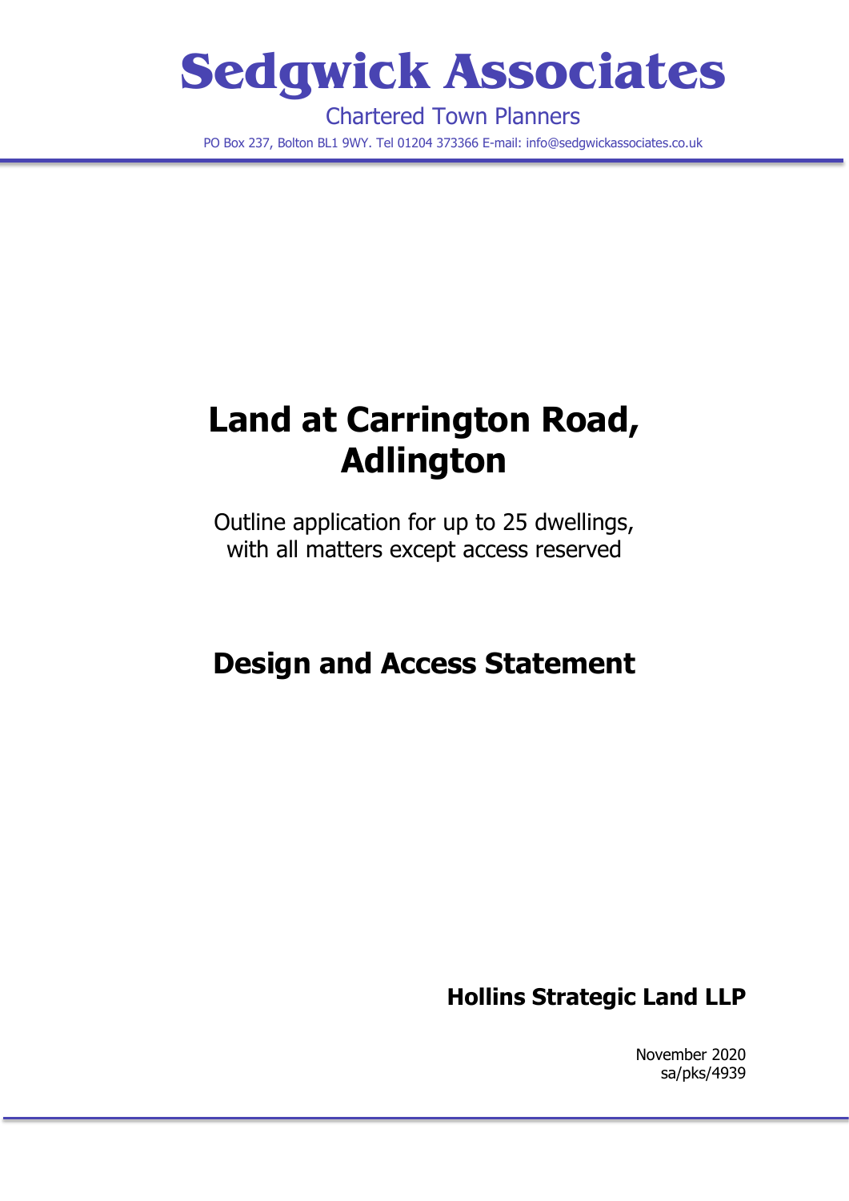# Sedgwick Associates

Chartered Town Planners

PO Box 237, Bolton BL1 9WY. Tel 01204 373366 E-mail: info@sedgwickassociates.co.uk

# Land at Carrington Road, Adlington

Outline application for up to 25 dwellings, with all matters except access reserved

## Design and Access Statement

**Hollins Strategic Land LLP**

November 2020
sa/pks/4939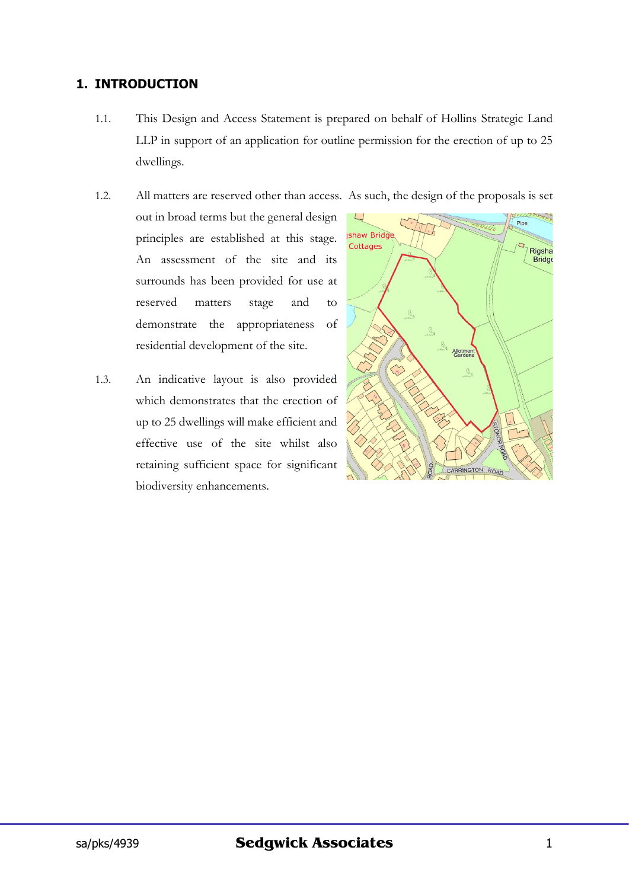# 1. INTRODUCTION

1.1. This Design and Access Statement is prepared on behalf of Hollins Strategic Land LLP in support of an application for outline permission for the erection of up to 25 dwellings.

1.2. All matters are reserved other than access. As such, the design of the proposals is set out in broad terms but the general design principles are established at this stage. An assessment of the site and its surrounds has been provided for use at reserved matters stage and to demonstrate the appropriateness of residential development of the site.

1.3. An indicative layout is also provided which demonstrates that the erection of up to 25 dwellings will make efficient and effective use of the site whilst also retaining sufficient space for significant biodiversity enhancements.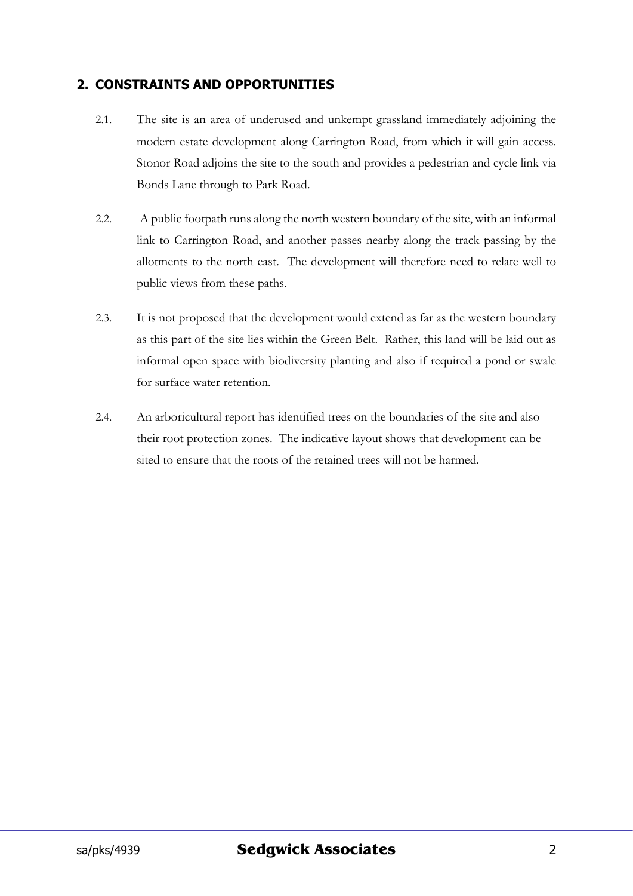## 2. CONSTRAINTS AND OPPORTUNITIES

2.1. The site is an area of underused and unkempt grassland immediately adjoining the modern estate development along Carrington Road, from which it will gain access. Stonor Road adjoins the site to the south and provides a pedestrian and cycle link via Bonds Lane through to Park Road.

2.2. A public footpath runs along the north western boundary of the site, with an informal link to Carrington Road, and another passes nearby along the track passing by the allotments to the north east. The development will therefore need to relate well to public views from these paths.

2.3. It is not proposed that the development would extend as far as the western boundary as this part of the site lies within the Green Belt. Rather, this land will be laid out as informal open space with biodiversity planting and also if required a pond or swale for surface water retention.

2.4. An arboricultural report has identified trees on the boundaries of the site and also their root protection zones. The indicative layout shows that development can be sited to ensure that the roots of the retained trees will not be harmed.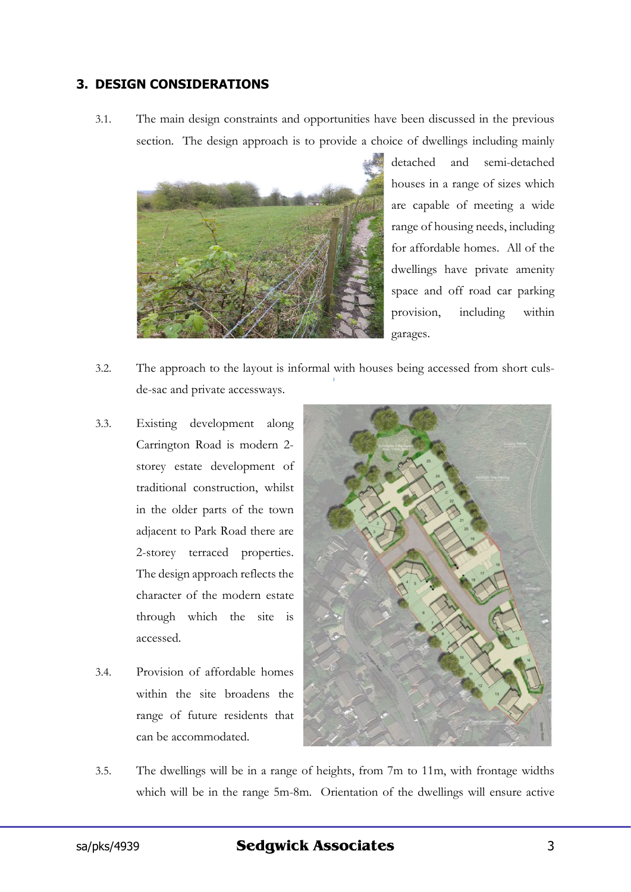## 3. DESIGN CONSIDERATIONS

3.1. The main design constraints and opportunities have been discussed in the previous section. The design approach is to provide a choice of dwellings including mainly detached and semi-detached houses in a range of sizes which are capable of meeting a wide range of housing needs, including for affordable homes. All of the dwellings have private amenity space and off road car parking provision, including within garages.

3.2. The approach to the layout is informal with houses being accessed from short culs-de-sac and private accessways.

3.3. Existing development along Carrington Road is modern 2-storey estate development of traditional construction, whilst in the older parts of the town adjacent to Park Road there are 2-storey terraced properties. The design approach reflects the character of the modern estate through which the site is accessed.

3.4. Provision of affordable homes within the site broadens the range of future residents that can be accommodated.

3.5. The dwellings will be in a range of heights, from 7m to 11m, with frontage widths which will be in the range 5m-8m. Orientation of the dwellings will ensure active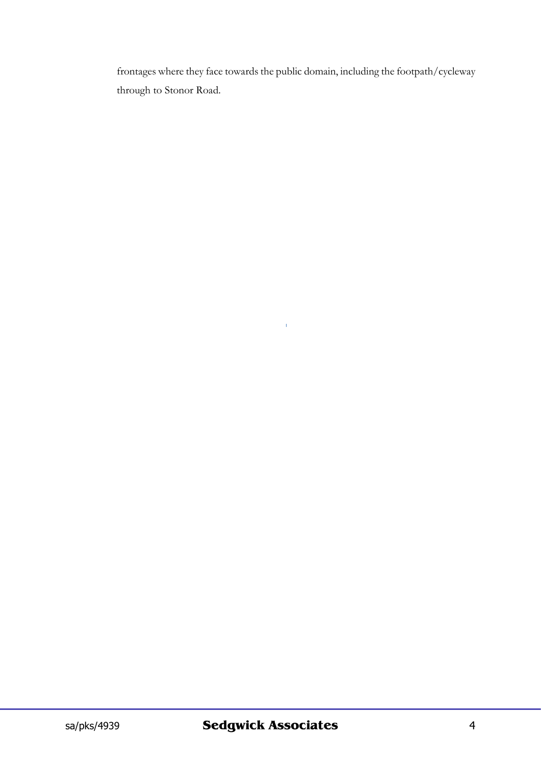frontages where they face towards the public domain, including the footpath/cycleway through to Stonor Road.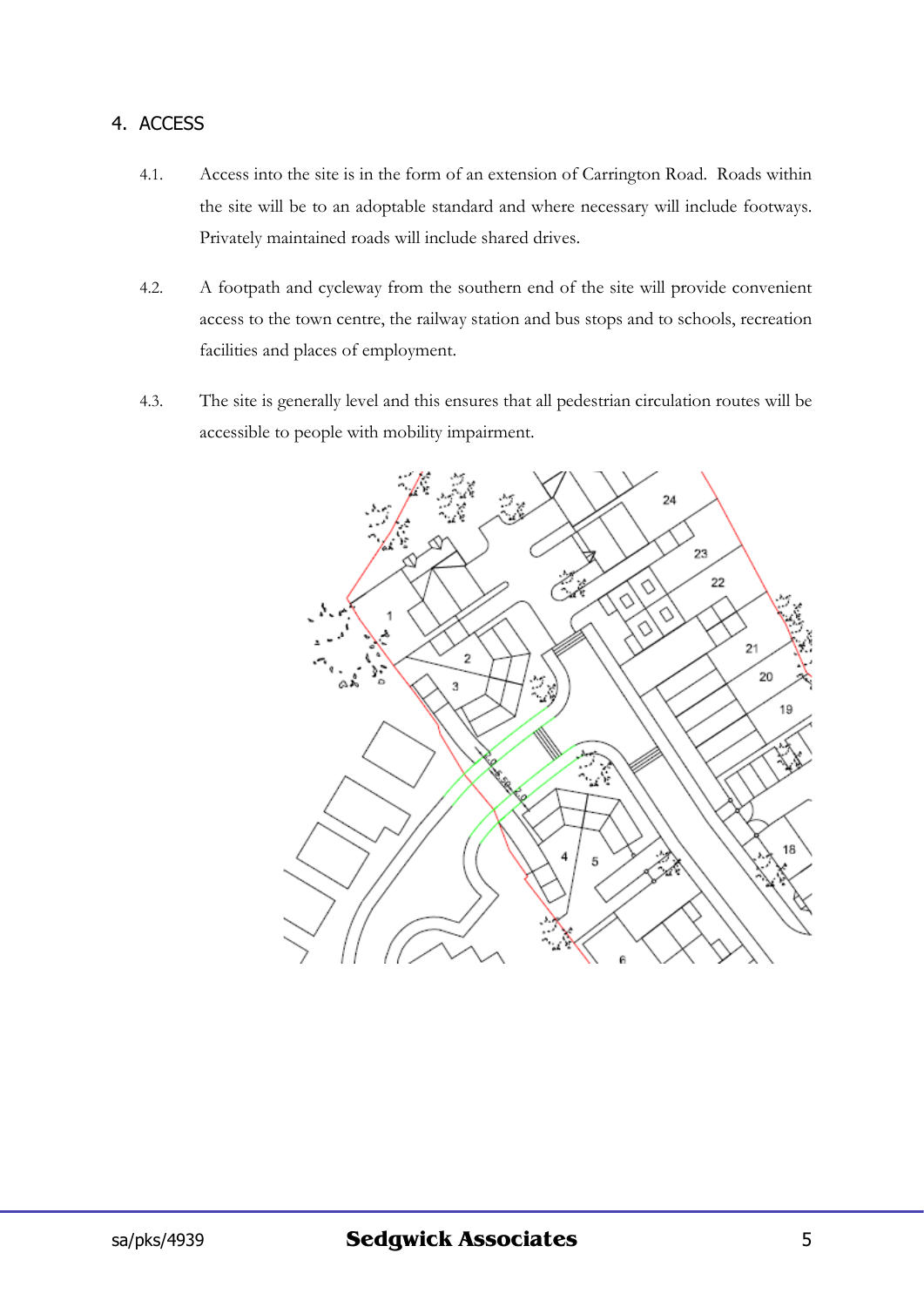## 4. ACCESS

4.1. Access into the site is in the form of an extension of Carrington Road. Roads within the site will be to an adoptable standard and where necessary will include footways. Privately maintained roads will include shared drives.

4.2. A footpath and cycleway from the southern end of the site will provide convenient access to the town centre, the railway station and bus stops and to schools, recreation facilities and places of employment.

4.3. The site is generally level and this ensures that all pedestrian circulation routes will be accessible to people with mobility impairment.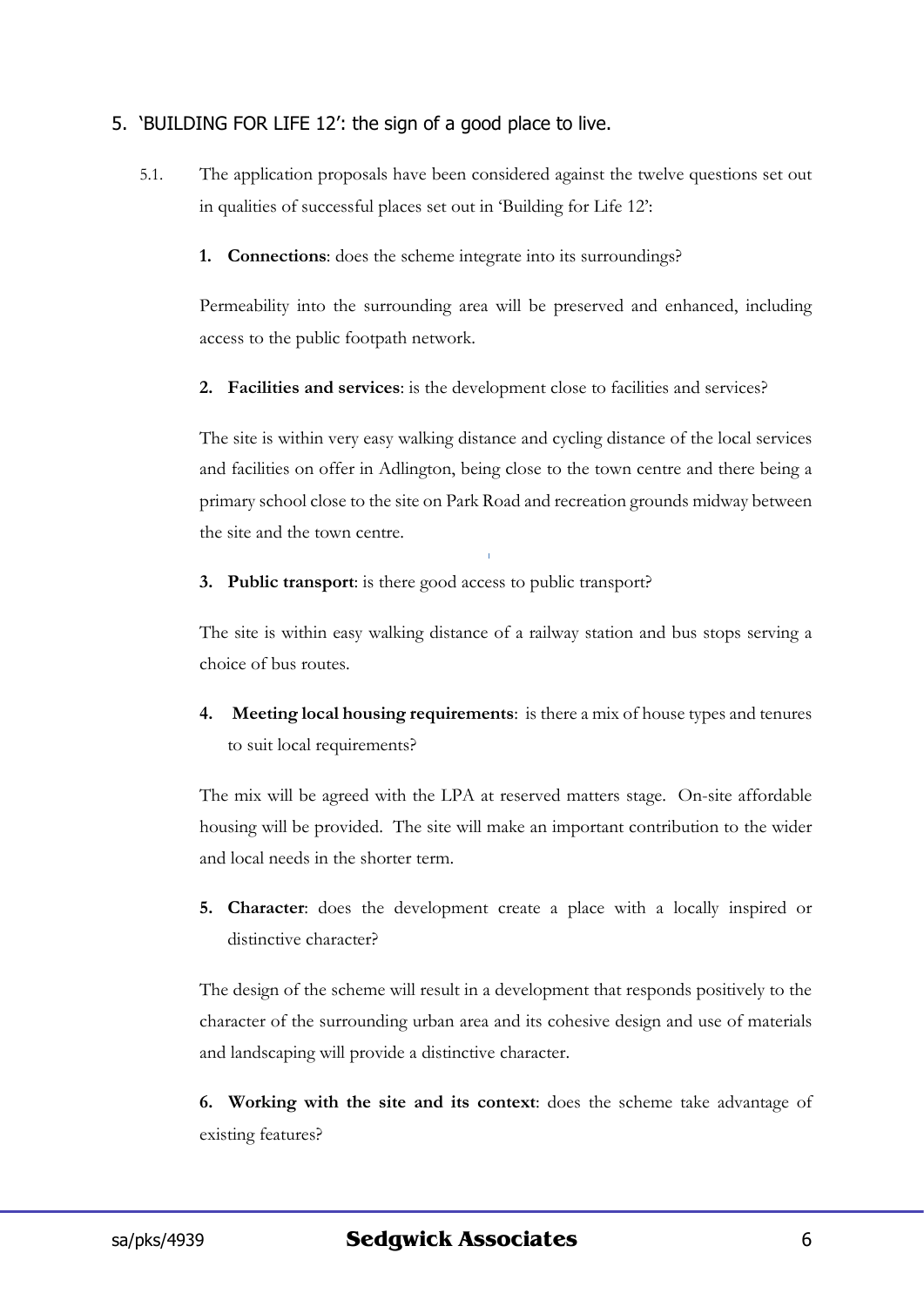## 5. 'BUILDING FOR LIFE 12': the sign of a good place to live.

5.1. The application proposals have been considered against the twelve questions set out in qualities of successful places set out in 'Building for Life 12':

**1. Connections**: does the scheme integrate into its surroundings?

Permeability into the surrounding area will be preserved and enhanced, including access to the public footpath network.

**2. Facilities and services**: is the development close to facilities and services?

The site is within very easy walking distance and cycling distance of the local services and facilities on offer in Adlington, being close to the town centre and there being a primary school close to the site on Park Road and recreation grounds midway between the site and the town centre.

**3. Public transport**: is there good access to public transport?

The site is within easy walking distance of a railway station and bus stops serving a choice of bus routes.

**4. Meeting local housing requirements**: is there a mix of house types and tenures to suit local requirements?

The mix will be agreed with the LPA at reserved matters stage. On-site affordable housing will be provided. The site will make an important contribution to the wider and local needs in the shorter term.

**5. Character**: does the development create a place with a locally inspired or distinctive character?

The design of the scheme will result in a development that responds positively to the character of the surrounding urban area and its cohesive design and use of materials and landscaping will provide a distinctive character.

**6. Working with the site and its context**: does the scheme take advantage of existing features?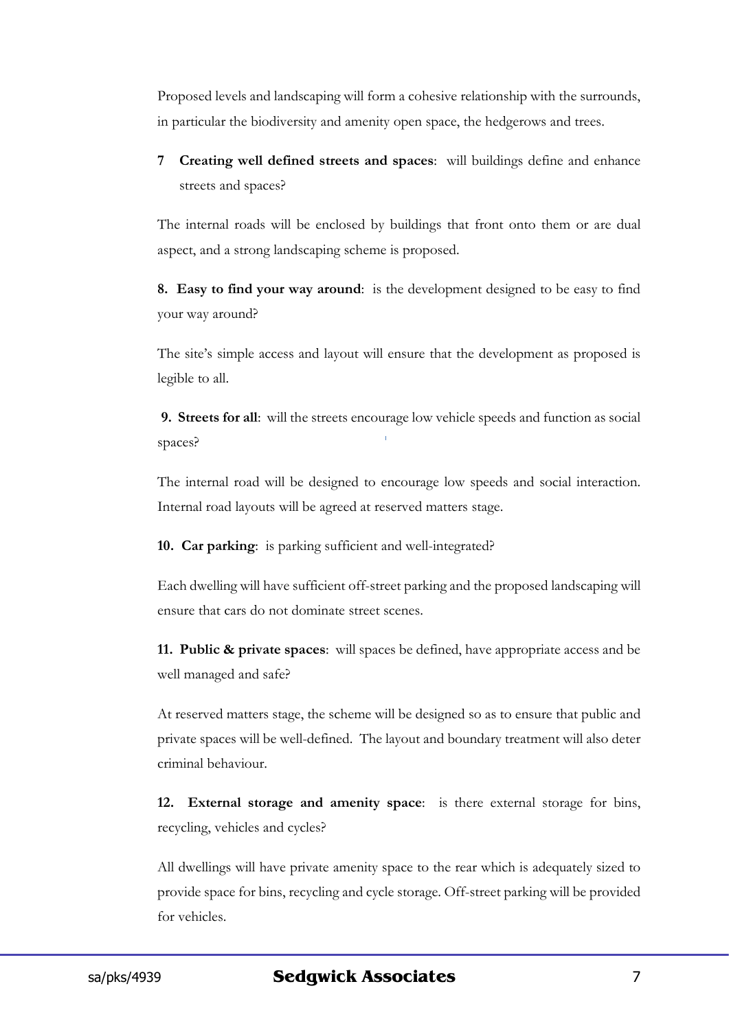Proposed levels and landscaping will form a cohesive relationship with the surrounds, in particular the biodiversity and amenity open space, the hedgerows and trees.

**7 Creating well defined streets and spaces**: will buildings define and enhance streets and spaces?

The internal roads will be enclosed by buildings that front onto them or are dual aspect, and a strong landscaping scheme is proposed.

**8. Easy to find your way around**: is the development designed to be easy to find your way around?

The site's simple access and layout will ensure that the development as proposed is legible to all.

**9. Streets for all**: will the streets encourage low vehicle speeds and function as social spaces?

The internal road will be designed to encourage low speeds and social interaction. Internal road layouts will be agreed at reserved matters stage.

**10. Car parking**: is parking sufficient and well-integrated?

Each dwelling will have sufficient off-street parking and the proposed landscaping will ensure that cars do not dominate street scenes.

**11. Public & private spaces**: will spaces be defined, have appropriate access and be well managed and safe?

At reserved matters stage, the scheme will be designed so as to ensure that public and private spaces will be well-defined. The layout and boundary treatment will also deter criminal behaviour.

**12. External storage and amenity space**: is there external storage for bins, recycling, vehicles and cycles?

All dwellings will have private amenity space to the rear which is adequately sized to provide space for bins, recycling and cycle storage. Off-street parking will be provided for vehicles.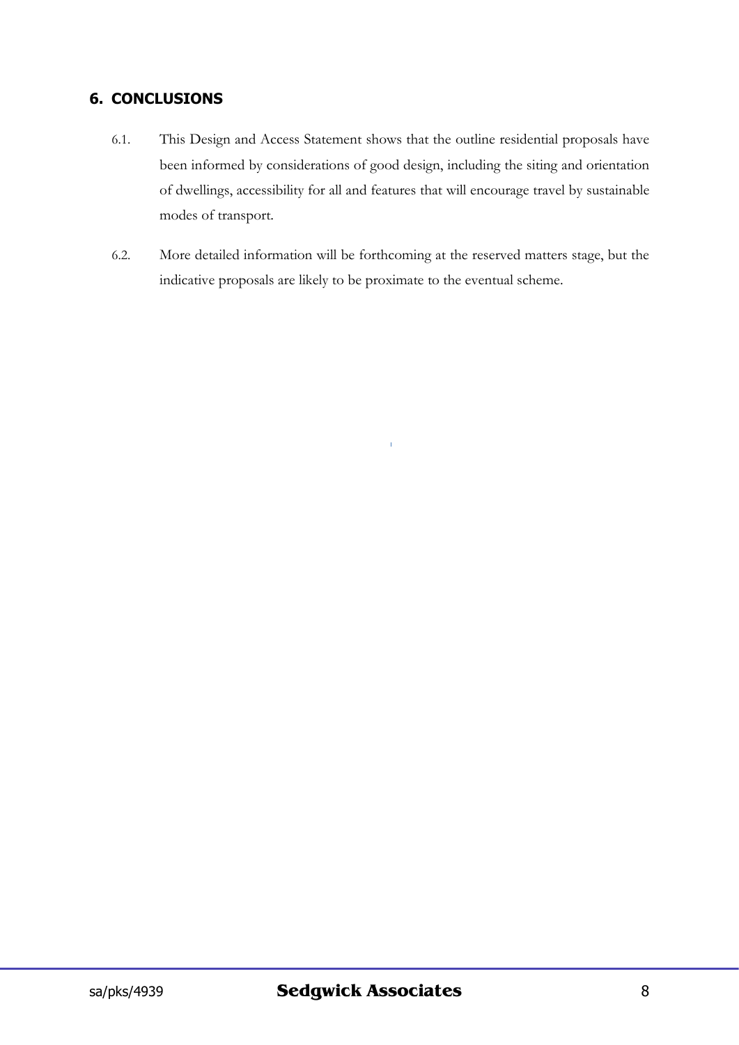## 6. CONCLUSIONS

6.1. This Design and Access Statement shows that the outline residential proposals have been informed by considerations of good design, including the siting and orientation of dwellings, accessibility for all and features that will encourage travel by sustainable modes of transport.

6.2. More detailed information will be forthcoming at the reserved matters stage, but the indicative proposals are likely to be proximate to the eventual scheme.